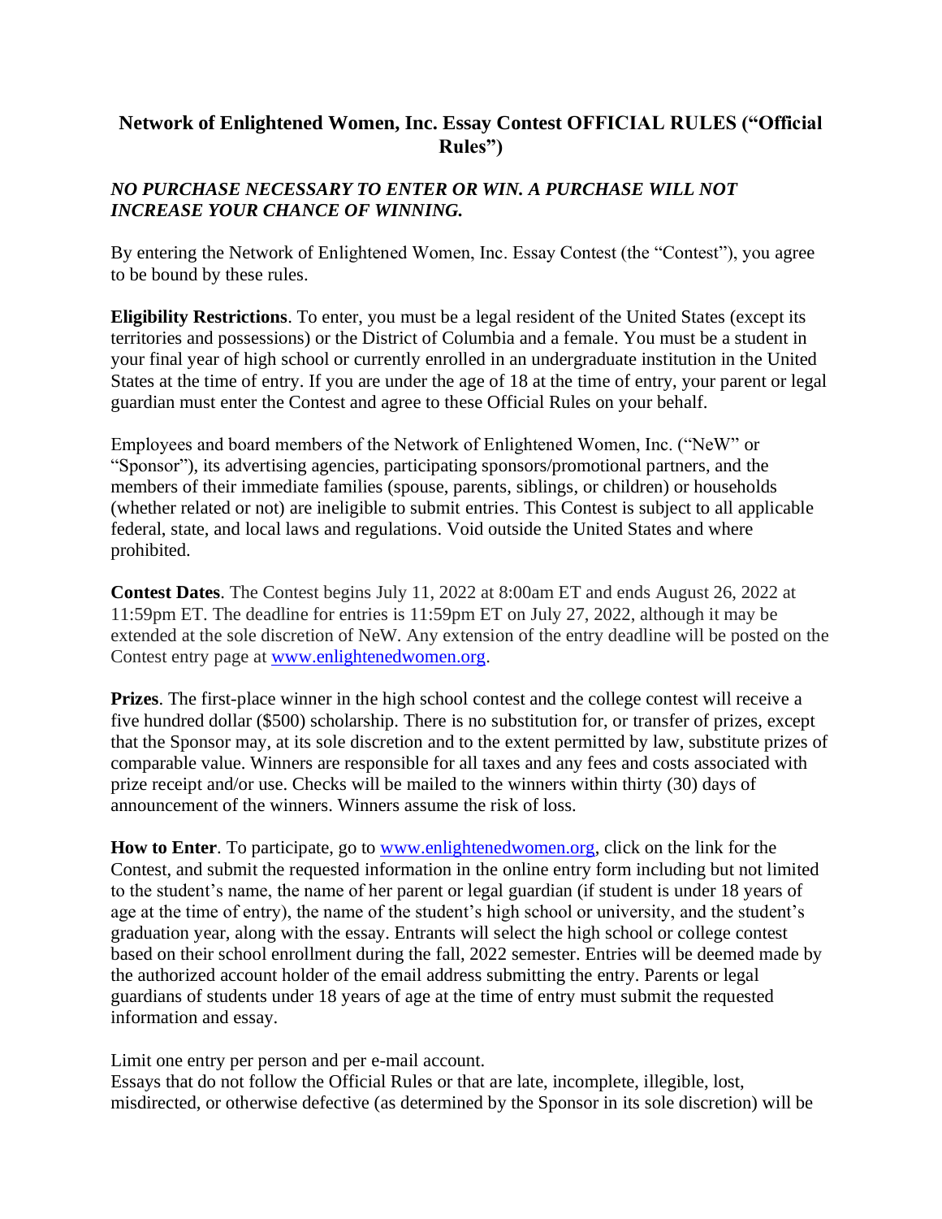# Network of Enlightened Women, Inc. Essay Contest OFFICIAL RULES ("Official Rules")

***NO PURCHASE NECESSARY TO ENTER OR WIN. A PURCHASE WILL NOT INCREASE YOUR CHANCE OF WINNING.***

By entering the Network of Enlightened Women, Inc. Essay Contest (the "Contest"), you agree to be bound by these rules.

**Eligibility Restrictions**. To enter, you must be a legal resident of the United States (except its territories and possessions) or the District of Columbia and a female. You must be a student in your final year of high school or currently enrolled in an undergraduate institution in the United States at the time of entry. If you are under the age of 18 at the time of entry, your parent or legal guardian must enter the Contest and agree to these Official Rules on your behalf.

Employees and board members of the Network of Enlightened Women, Inc. ("NeW" or "Sponsor"), its advertising agencies, participating sponsors/promotional partners, and the members of their immediate families (spouse, parents, siblings, or children) or households (whether related or not) are ineligible to submit entries. This Contest is subject to all applicable federal, state, and local laws and regulations. Void outside the United States and where prohibited.

**Contest Dates**. The Contest begins July 11, 2022 at 8:00am ET and ends August 26, 2022 at 11:59pm ET. The deadline for entries is 11:59pm ET on July 27, 2022, although it may be extended at the sole discretion of NeW. Any extension of the entry deadline will be posted on the Contest entry page at [www.enlightenedwomen.org](http://www.enlightenedwomen.org).

**Prizes**. The first-place winner in the high school contest and the college contest will receive a five hundred dollar ($500) scholarship. There is no substitution for, or transfer of prizes, except that the Sponsor may, at its sole discretion and to the extent permitted by law, substitute prizes of comparable value. Winners are responsible for all taxes and any fees and costs associated with prize receipt and/or use. Checks will be mailed to the winners within thirty (30) days of announcement of the winners. Winners assume the risk of loss.

**How to Enter**. To participate, go to [www.enlightenedwomen.org](http://www.enlightenedwomen.org), click on the link for the Contest, and submit the requested information in the online entry form including but not limited to the student's name, the name of her parent or legal guardian (if student is under 18 years of age at the time of entry), the name of the student's high school or university, and the student's graduation year, along with the essay. Entrants will select the high school or college contest based on their school enrollment during the fall, 2022 semester. Entries will be deemed made by the authorized account holder of the email address submitting the entry. Parents or legal guardians of students under 18 years of age at the time of entry must submit the requested information and essay.

Limit one entry per person and per e-mail account.

Essays that do not follow the Official Rules or that are late, incomplete, illegible, lost, misdirected, or otherwise defective (as determined by the Sponsor in its sole discretion) will be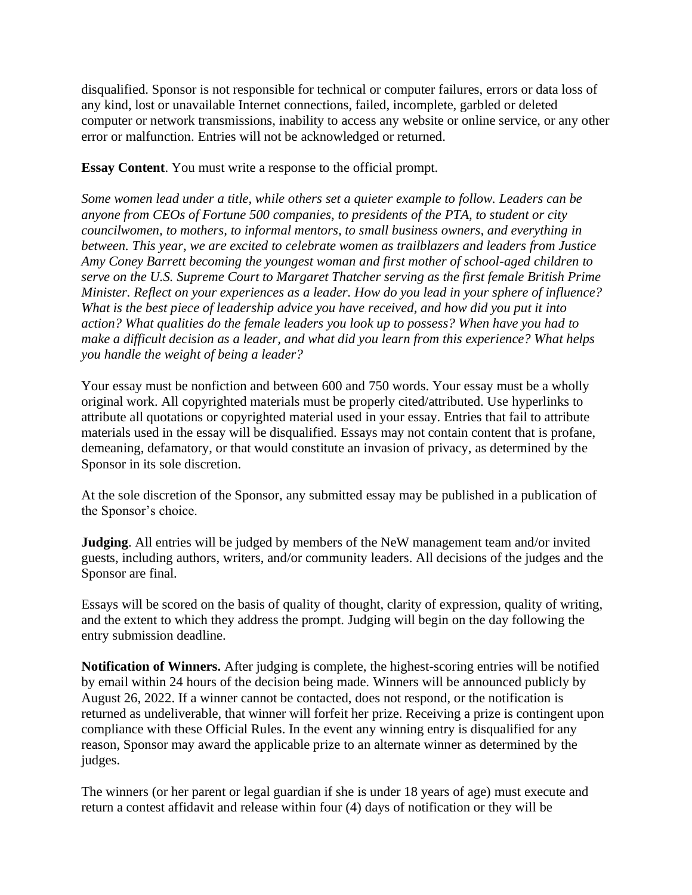disqualified. Sponsor is not responsible for technical or computer failures, errors or data loss of any kind, lost or unavailable Internet connections, failed, incomplete, garbled or deleted computer or network transmissions, inability to access any website or online service, or any other error or malfunction. Entries will not be acknowledged or returned.

**Essay Content**. You must write a response to the official prompt.

*Some women lead under a title, while others set a quieter example to follow. Leaders can be anyone from CEOs of Fortune 500 companies, to presidents of the PTA, to student or city councilwomen, to mothers, to informal mentors, to small business owners, and everything in between. This year, we are excited to celebrate women as trailblazers and leaders from Justice Amy Coney Barrett becoming the youngest woman and first mother of school-aged children to serve on the U.S. Supreme Court to Margaret Thatcher serving as the first female British Prime Minister. Reflect on your experiences as a leader. How do you lead in your sphere of influence? What is the best piece of leadership advice you have received, and how did you put it into action? What qualities do the female leaders you look up to possess? When have you had to make a difficult decision as a leader, and what did you learn from this experience? What helps you handle the weight of being a leader?*

Your essay must be nonfiction and between 600 and 750 words. Your essay must be a wholly original work. All copyrighted materials must be properly cited/attributed. Use hyperlinks to attribute all quotations or copyrighted material used in your essay. Entries that fail to attribute materials used in the essay will be disqualified. Essays may not contain content that is profane, demeaning, defamatory, or that would constitute an invasion of privacy, as determined by the Sponsor in its sole discretion.

At the sole discretion of the Sponsor, any submitted essay may be published in a publication of the Sponsor's choice.

**Judging**. All entries will be judged by members of the NeW management team and/or invited guests, including authors, writers, and/or community leaders. All decisions of the judges and the Sponsor are final.

Essays will be scored on the basis of quality of thought, clarity of expression, quality of writing, and the extent to which they address the prompt. Judging will begin on the day following the entry submission deadline.

**Notification of Winners.** After judging is complete, the highest-scoring entries will be notified by email within 24 hours of the decision being made. Winners will be announced publicly by August 26, 2022. If a winner cannot be contacted, does not respond, or the notification is returned as undeliverable, that winner will forfeit her prize. Receiving a prize is contingent upon compliance with these Official Rules. In the event any winning entry is disqualified for any reason, Sponsor may award the applicable prize to an alternate winner as determined by the judges.

The winners (or her parent or legal guardian if she is under 18 years of age) must execute and return a contest affidavit and release within four (4) days of notification or they will be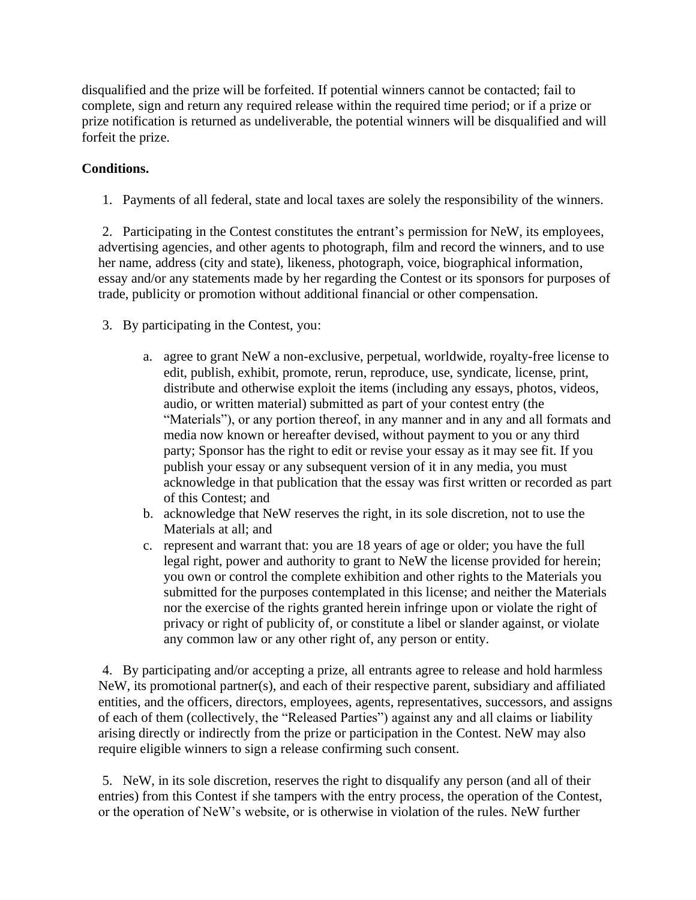disqualified and the prize will be forfeited. If potential winners cannot be contacted; fail to complete, sign and return any required release within the required time period; or if a prize or prize notification is returned as undeliverable, the potential winners will be disqualified and will forfeit the prize.

**Conditions.**

1. Payments of all federal, state and local taxes are solely the responsibility of the winners.

2. Participating in the Contest constitutes the entrant's permission for NeW, its employees, advertising agencies, and other agents to photograph, film and record the winners, and to use her name, address (city and state), likeness, photograph, voice, biographical information, essay and/or any statements made by her regarding the Contest or its sponsors for purposes of trade, publicity or promotion without additional financial or other compensation.

3. By participating in the Contest, you:

    a. agree to grant NeW a non-exclusive, perpetual, worldwide, royalty-free license to edit, publish, exhibit, promote, rerun, reproduce, use, syndicate, license, print, distribute and otherwise exploit the items (including any essays, photos, videos, audio, or written material) submitted as part of your contest entry (the "Materials"), or any portion thereof, in any manner and in any and all formats and media now known or hereafter devised, without payment to you or any third party; Sponsor has the right to edit or revise your essay as it may see fit. If you publish your essay or any subsequent version of it in any media, you must acknowledge in that publication that the essay was first written or recorded as part of this Contest; and

    b. acknowledge that NeW reserves the right, in its sole discretion, not to use the Materials at all; and

    c. represent and warrant that: you are 18 years of age or older; you have the full legal right, power and authority to grant to NeW the license provided for herein; you own or control the complete exhibition and other rights to the Materials you submitted for the purposes contemplated in this license; and neither the Materials nor the exercise of the rights granted herein infringe upon or violate the right of privacy or right of publicity of, or constitute a libel or slander against, or violate any common law or any other right of, any person or entity.

4. By participating and/or accepting a prize, all entrants agree to release and hold harmless NeW, its promotional partner(s), and each of their respective parent, subsidiary and affiliated entities, and the officers, directors, employees, agents, representatives, successors, and assigns of each of them (collectively, the "Released Parties") against any and all claims or liability arising directly or indirectly from the prize or participation in the Contest. NeW may also require eligible winners to sign a release confirming such consent.

5. NeW, in its sole discretion, reserves the right to disqualify any person (and all of their entries) from this Contest if she tampers with the entry process, the operation of the Contest, or the operation of NeW's website, or is otherwise in violation of the rules. NeW further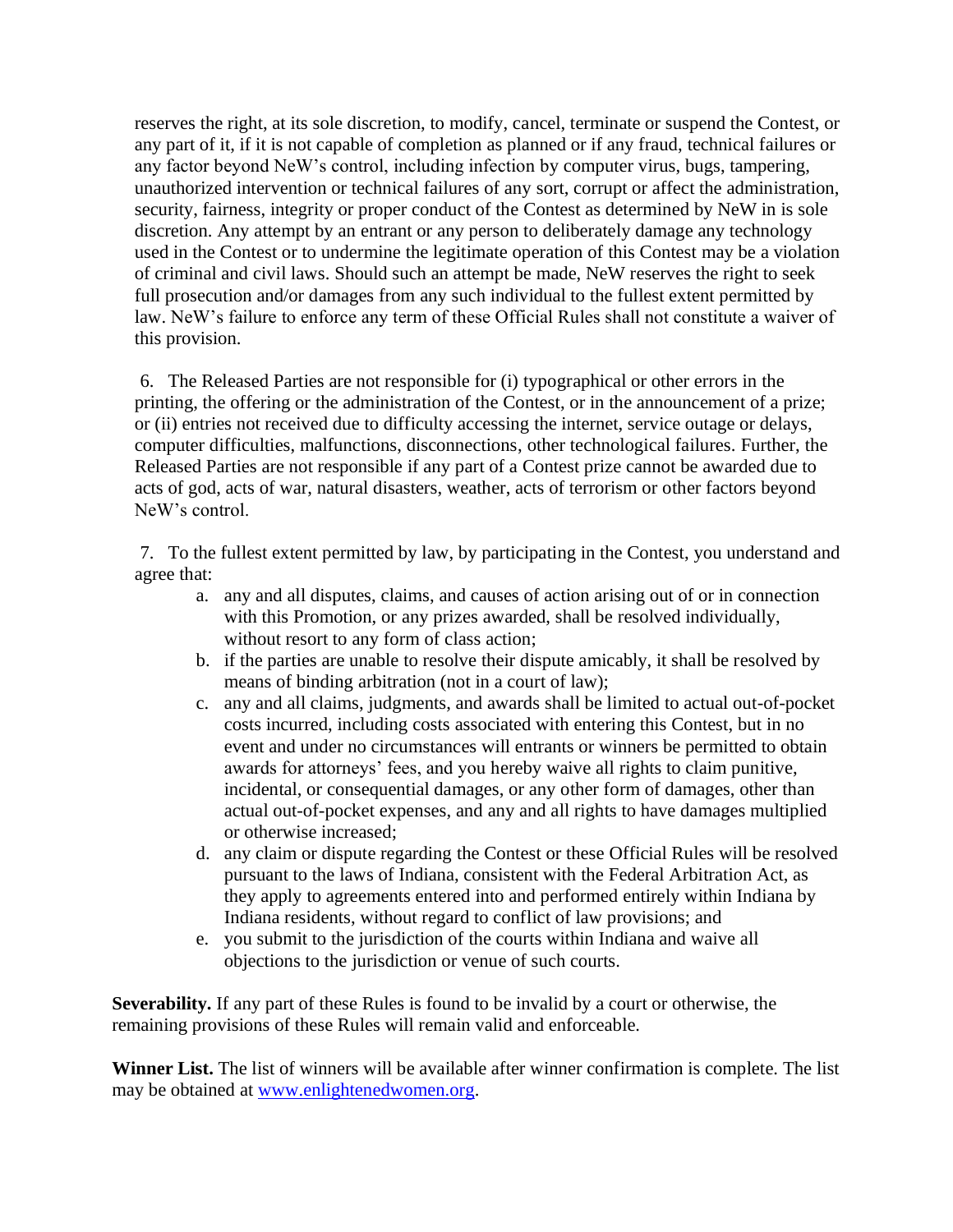reserves the right, at its sole discretion, to modify, cancel, terminate or suspend the Contest, or any part of it, if it is not capable of completion as planned or if any fraud, technical failures or any factor beyond NeW's control, including infection by computer virus, bugs, tampering, unauthorized intervention or technical failures of any sort, corrupt or affect the administration, security, fairness, integrity or proper conduct of the Contest as determined by NeW in is sole discretion. Any attempt by an entrant or any person to deliberately damage any technology used in the Contest or to undermine the legitimate operation of this Contest may be a violation of criminal and civil laws. Should such an attempt be made, NeW reserves the right to seek full prosecution and/or damages from any such individual to the fullest extent permitted by law. NeW's failure to enforce any term of these Official Rules shall not constitute a waiver of this provision.

6. The Released Parties are not responsible for (i) typographical or other errors in the printing, the offering or the administration of the Contest, or in the announcement of a prize; or (ii) entries not received due to difficulty accessing the internet, service outage or delays, computer difficulties, malfunctions, disconnections, other technological failures. Further, the Released Parties are not responsible if any part of a Contest prize cannot be awarded due to acts of god, acts of war, natural disasters, weather, acts of terrorism or other factors beyond NeW's control.

7. To the fullest extent permitted by law, by participating in the Contest, you understand and agree that:

   a. any and all disputes, claims, and causes of action arising out of or in connection with this Promotion, or any prizes awarded, shall be resolved individually, without resort to any form of class action;
   b. if the parties are unable to resolve their dispute amicably, it shall be resolved by means of binding arbitration (not in a court of law);
   c. any and all claims, judgments, and awards shall be limited to actual out-of-pocket costs incurred, including costs associated with entering this Contest, but in no event and under no circumstances will entrants or winners be permitted to obtain awards for attorneys' fees, and you hereby waive all rights to claim punitive, incidental, or consequential damages, or any other form of damages, other than actual out-of-pocket expenses, and any and all rights to have damages multiplied or otherwise increased;
   d. any claim or dispute regarding the Contest or these Official Rules will be resolved pursuant to the laws of Indiana, consistent with the Federal Arbitration Act, as they apply to agreements entered into and performed entirely within Indiana by Indiana residents, without regard to conflict of law provisions; and
   e. you submit to the jurisdiction of the courts within Indiana and waive all objections to the jurisdiction or venue of such courts.

**Severability.** If any part of these Rules is found to be invalid by a court or otherwise, the remaining provisions of these Rules will remain valid and enforceable.

**Winner List.** The list of winners will be available after winner confirmation is complete. The list may be obtained at [www.enlightenedwomen.org](http://www.enlightenedwomen.org).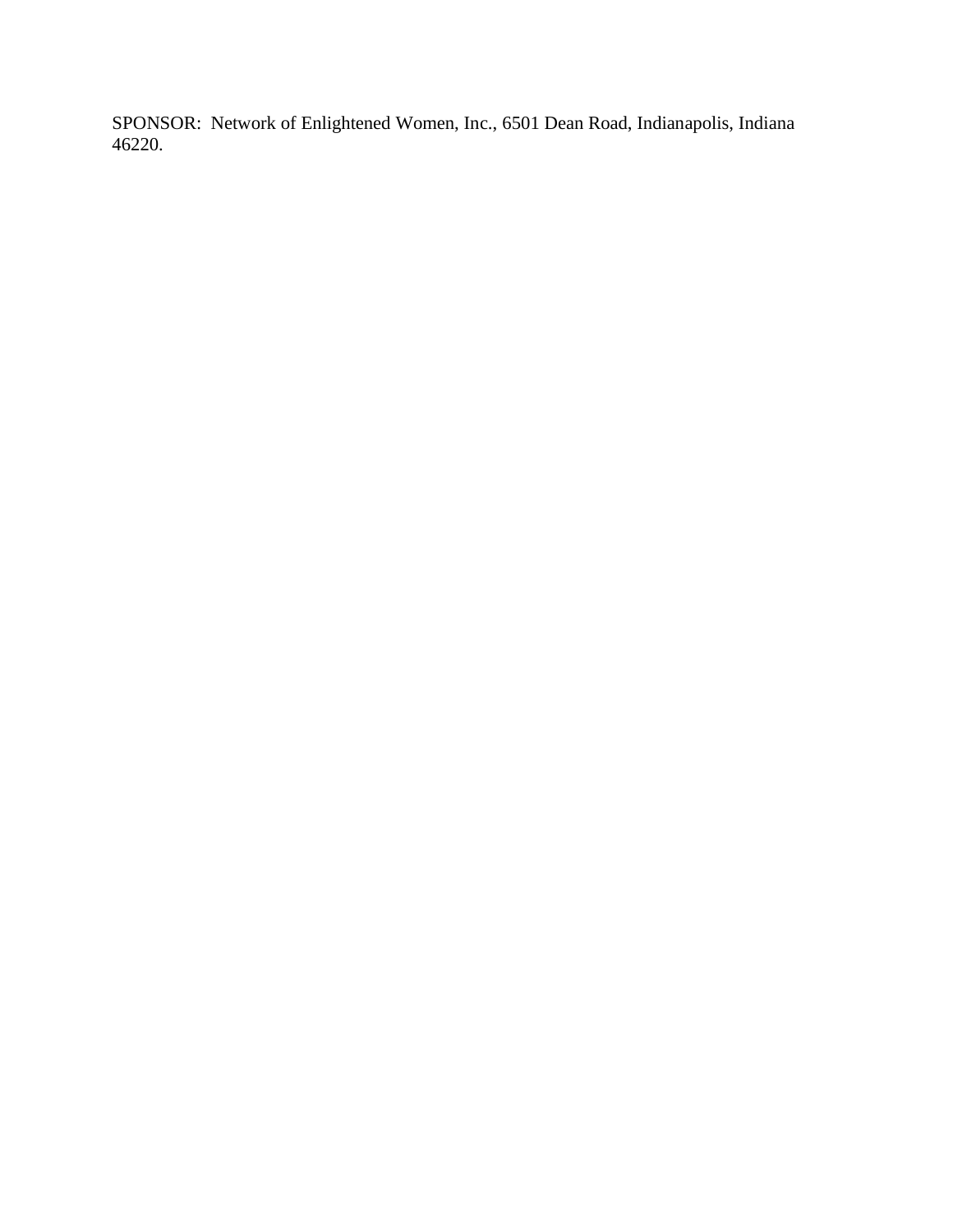SPONSOR: Network of Enlightened Women, Inc., 6501 Dean Road, Indianapolis, Indiana 46220.